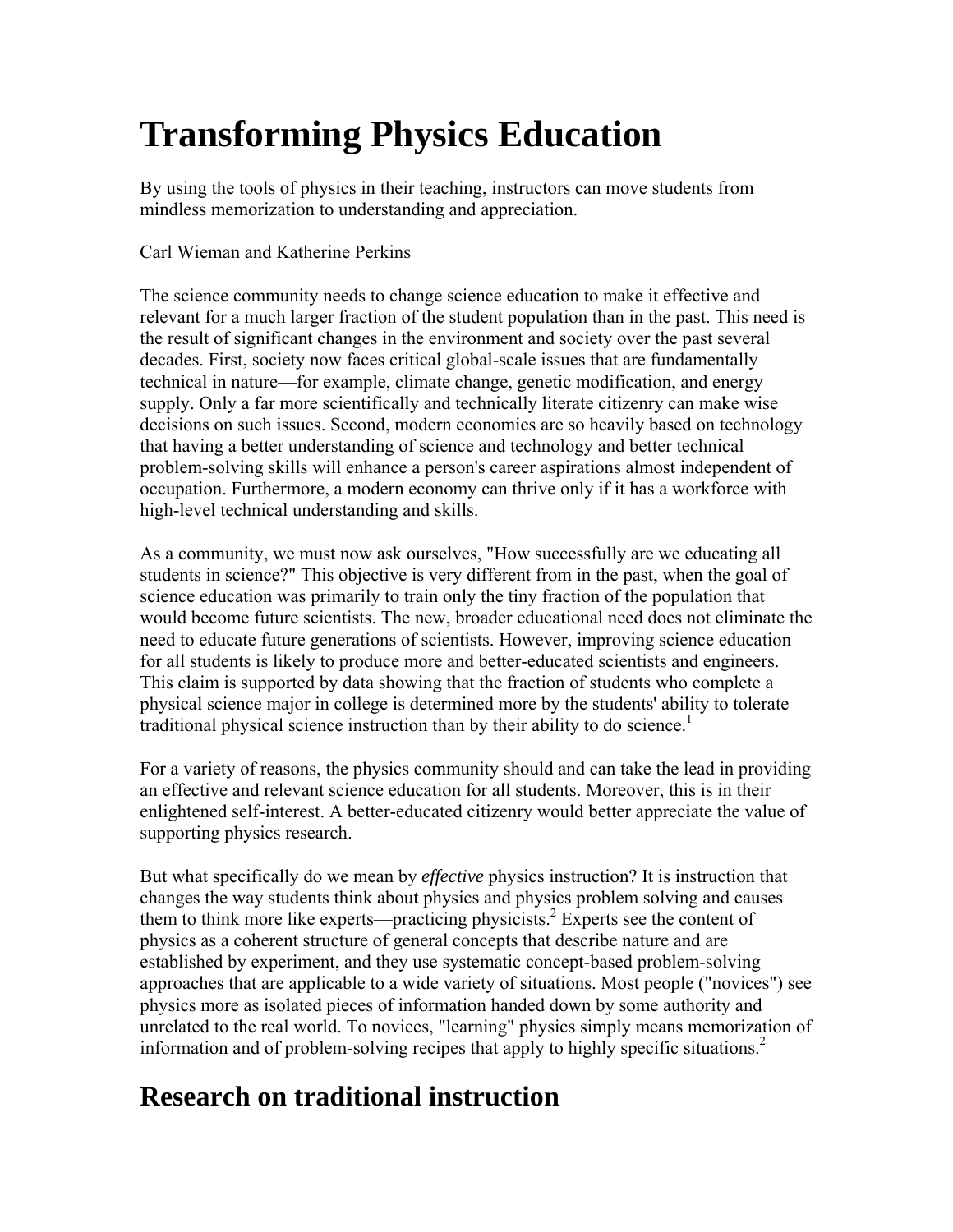# Transforming Physics Education

By using the tools of physics in their teaching, instructors can move students from mindless memorization to understanding and appreciation.

Carl Wieman and Katherine Perkins

The science community needs to change science education to make it effective and relevant for a much larger fraction of the student population than in the past. This need is the result of significant changes in the environment and society over the past several decades. First, society now faces critical global-scale issues that are fundamentally technical in nature—for example, climate change, genetic modification, and energy supply. Only a far more scientifically and technically literate citizenry can make wise decisions on such issues. Second, modern economies are so heavily based on technology that having a better understanding of science and technology and better technical problem-solving skills will enhance a person's career aspirations almost independent of occupation. Furthermore, a modern economy can thrive only if it has a workforce with high-level technical understanding and skills.

As a community, we must now ask ourselves, "How successfully are we educating all students in science?" This objective is very different from in the past, when the goal of science education was primarily to train only the tiny fraction of the population that would become future scientists. The new, broader educational need does not eliminate the need to educate future generations of scientists. However, improving science education for all students is likely to produce more and better-educated scientists and engineers. This claim is supported by data showing that the fraction of students who complete a physical science major in college is determined more by the students' ability to tolerate traditional physical science instruction than by their ability to do science.[1]

For a variety of reasons, the physics community should and can take the lead in providing an effective and relevant science education for all students. Moreover, this is in their enlightened self-interest. A better-educated citizenry would better appreciate the value of supporting physics research.

But what specifically do we mean by *effective* physics instruction? It is instruction that changes the way students think about physics and physics problem solving and causes them to think more like experts—practicing physicists.[2] Experts see the content of physics as a coherent structure of general concepts that describe nature and are established by experiment, and they use systematic concept-based problem-solving approaches that are applicable to a wide variety of situations. Most people ("novices") see physics more as isolated pieces of information handed down by some authority and unrelated to the real world. To novices, "learning" physics simply means memorization of information and of problem-solving recipes that apply to highly specific situations.[2]

## Research on traditional instruction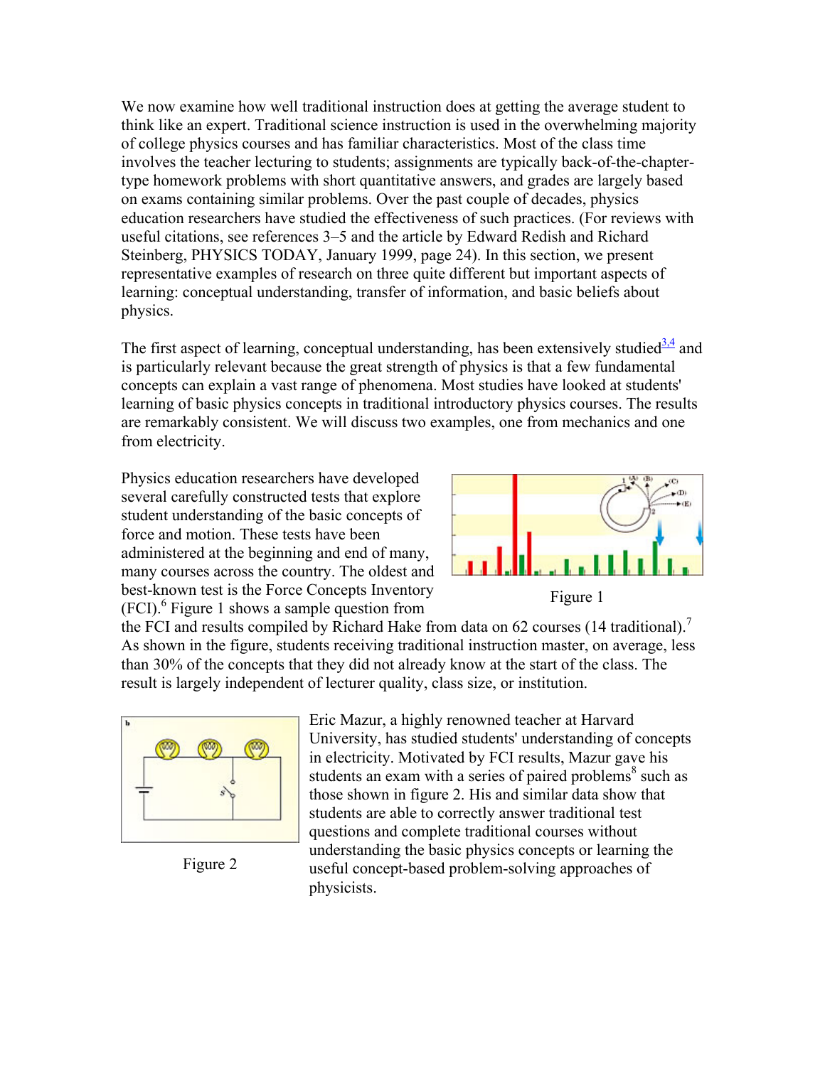We now examine how well traditional instruction does at getting the average student to think like an expert. Traditional science instruction is used in the overwhelming majority of college physics courses and has familiar characteristics. Most of the class time involves the teacher lecturing to students; assignments are typically back-of-the-chapter-type homework problems with short quantitative answers, and grades are largely based on exams containing similar problems. Over the past couple of decades, physics education researchers have studied the effectiveness of such practices. (For reviews with useful citations, see references 3–5 and the article by Edward Redish and Richard Steinberg, PHYSICS TODAY, January 1999, page 24). In this section, we present representative examples of research on three quite different but important aspects of learning: conceptual understanding, transfer of information, and basic beliefs about physics.

The first aspect of learning, conceptual understanding, has been extensively studied[3,4] and is particularly relevant because the great strength of physics is that a few fundamental concepts can explain a vast range of phenomena. Most studies have looked at students' learning of basic physics concepts in traditional introductory physics courses. The results are remarkably consistent. We will discuss two examples, one from mechanics and one from electricity.

Physics education researchers have developed several carefully constructed tests that explore student understanding of the basic concepts of force and motion. These tests have been administered at the beginning and end of many, many courses across the country. The oldest and best-known test is the Force Concepts Inventory (FCI).[6] Figure 1 shows a sample question from the FCI and results compiled by Richard Hake from data on 62 courses (14 traditional).[7] As shown in the figure, students receiving traditional instruction master, on average, less than 30% of the concepts that they did not already know at the start of the class. The result is largely independent of lecturer quality, class size, or institution.

Figure 1

Eric Mazur, a highly renowned teacher at Harvard University, has studied students' understanding of concepts in electricity. Motivated by FCI results, Mazur gave his students an exam with a series of paired problems[8] such as those shown in figure 2. His and similar data show that students are able to correctly answer traditional test questions and complete traditional courses without understanding the basic physics concepts or learning the useful concept-based problem-solving approaches of physicists.

Figure 2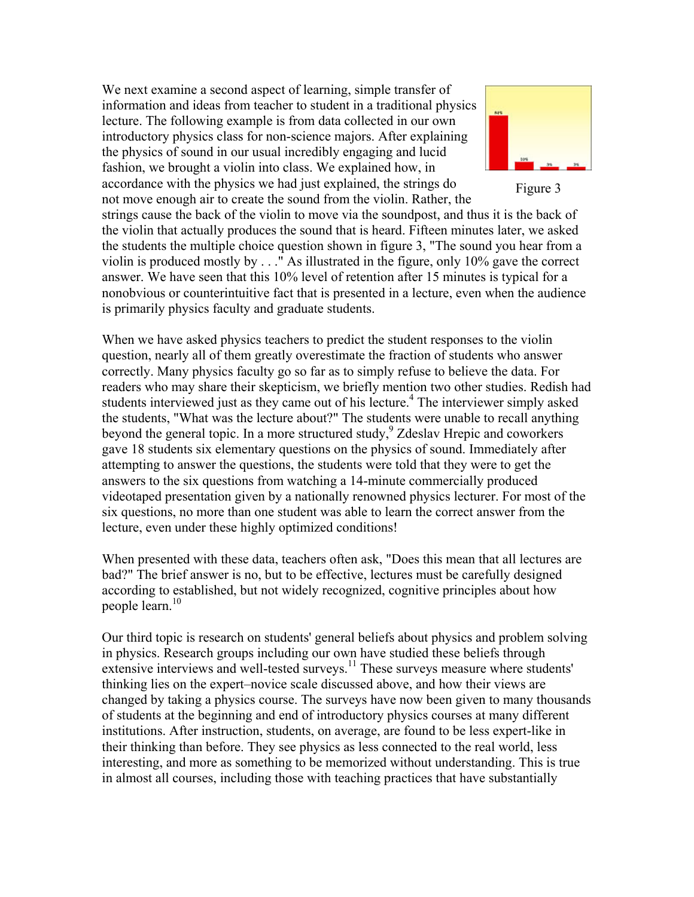We next examine a second aspect of learning, simple transfer of information and ideas from teacher to student in a traditional physics lecture. The following example is from data collected in our own introductory physics class for non-science majors. After explaining the physics of sound in our usual incredibly engaging and lucid fashion, we brought a violin into class. We explained how, in accordance with the physics we had just explained, the strings do not move enough air to create the sound from the violin. Rather, the strings cause the back of the violin to move via the soundpost, and thus it is the back of the violin that actually produces the sound that is heard. Fifteen minutes later, we asked the students the multiple choice question shown in figure 3, "The sound you hear from a violin is produced mostly by . . ." As illustrated in the figure, only 10% gave the correct answer. We have seen that this 10% level of retention after 15 minutes is typical for a nonobvious or counterintuitive fact that is presented in a lecture, even when the audience is primarily physics faculty and graduate students.

Figure 3

When we have asked physics teachers to predict the student responses to the violin question, nearly all of them greatly overestimate the fraction of students who answer correctly. Many physics faculty go so far as to simply refuse to believe the data. For readers who may share their skepticism, we briefly mention two other studies. Redish had students interviewed just as they came out of his lecture.[4] The interviewer simply asked the students, "What was the lecture about?" The students were unable to recall anything beyond the general topic. In a more structured study,[9] Zdeslav Hrepic and coworkers gave 18 students six elementary questions on the physics of sound. Immediately after attempting to answer the questions, the students were told that they were to get the answers to the six questions from watching a 14-minute commercially produced videotaped presentation given by a nationally renowned physics lecturer. For most of the six questions, no more than one student was able to learn the correct answer from the lecture, even under these highly optimized conditions!

When presented with these data, teachers often ask, "Does this mean that all lectures are bad?" The brief answer is no, but to be effective, lectures must be carefully designed according to established, but not widely recognized, cognitive principles about how people learn.[10]

Our third topic is research on students' general beliefs about physics and problem solving in physics. Research groups including our own have studied these beliefs through extensive interviews and well-tested surveys.[11] These surveys measure where students' thinking lies on the expert–novice scale discussed above, and how their views are changed by taking a physics course. The surveys have now been given to many thousands of students at the beginning and end of introductory physics courses at many different institutions. After instruction, students, on average, are found to be less expert-like in their thinking than before. They see physics as less connected to the real world, less interesting, and more as something to be memorized without understanding. This is true in almost all courses, including those with teaching practices that have substantially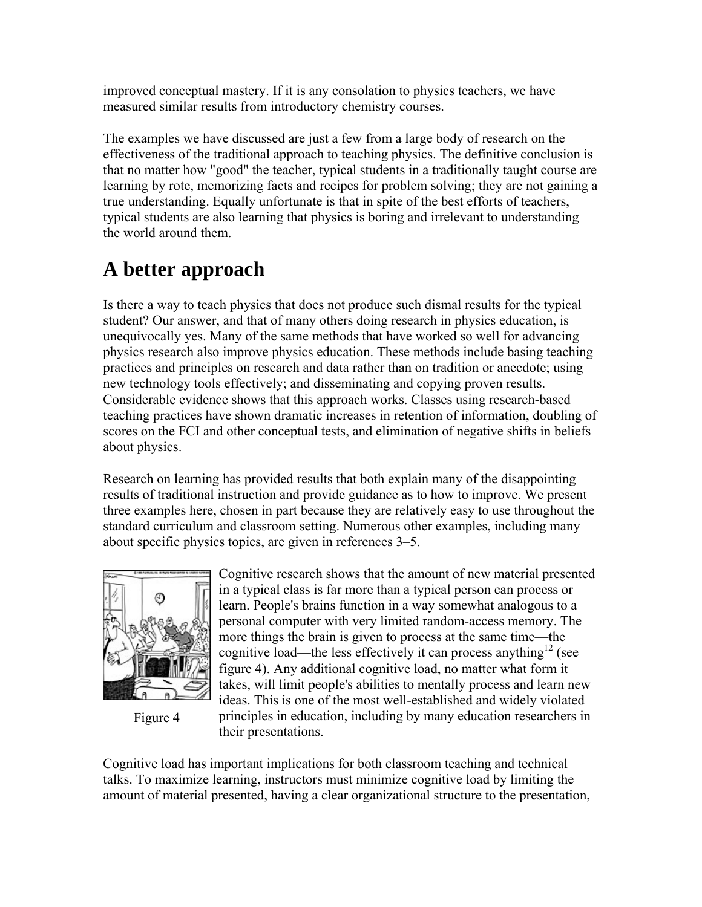improved conceptual mastery. If it is any consolation to physics teachers, we have measured similar results from introductory chemistry courses.

The examples we have discussed are just a few from a large body of research on the effectiveness of the traditional approach to teaching physics. The definitive conclusion is that no matter how "good" the teacher, typical students in a traditionally taught course are learning by rote, memorizing facts and recipes for problem solving; they are not gaining a true understanding. Equally unfortunate is that in spite of the best efforts of teachers, typical students are also learning that physics is boring and irrelevant to understanding the world around them.

# A better approach

Is there a way to teach physics that does not produce such dismal results for the typical student? Our answer, and that of many others doing research in physics education, is unequivocally yes. Many of the same methods that have worked so well for advancing physics research also improve physics education. These methods include basing teaching practices and principles on research and data rather than on tradition or anecdote; using new technology tools effectively; and disseminating and copying proven results. Considerable evidence shows that this approach works. Classes using research-based teaching practices have shown dramatic increases in retention of information, doubling of scores on the FCI and other conceptual tests, and elimination of negative shifts in beliefs about physics.

Research on learning has provided results that both explain many of the disappointing results of traditional instruction and provide guidance as to how to improve. We present three examples here, chosen in part because they are relatively easy to use throughout the standard curriculum and classroom setting. Numerous other examples, including many about specific physics topics, are given in references 3–5.

Figure 4

Cognitive research shows that the amount of new material presented in a typical class is far more than a typical person can process or learn. People's brains function in a way somewhat analogous to a personal computer with very limited random-access memory. The more things the brain is given to process at the same time—the cognitive load—the less effectively it can process anything[12] (see figure 4). Any additional cognitive load, no matter what form it takes, will limit people's abilities to mentally process and learn new ideas. This is one of the most well-established and widely violated principles in education, including by many education researchers in their presentations.

Cognitive load has important implications for both classroom teaching and technical talks. To maximize learning, instructors must minimize cognitive load by limiting the amount of material presented, having a clear organizational structure to the presentation,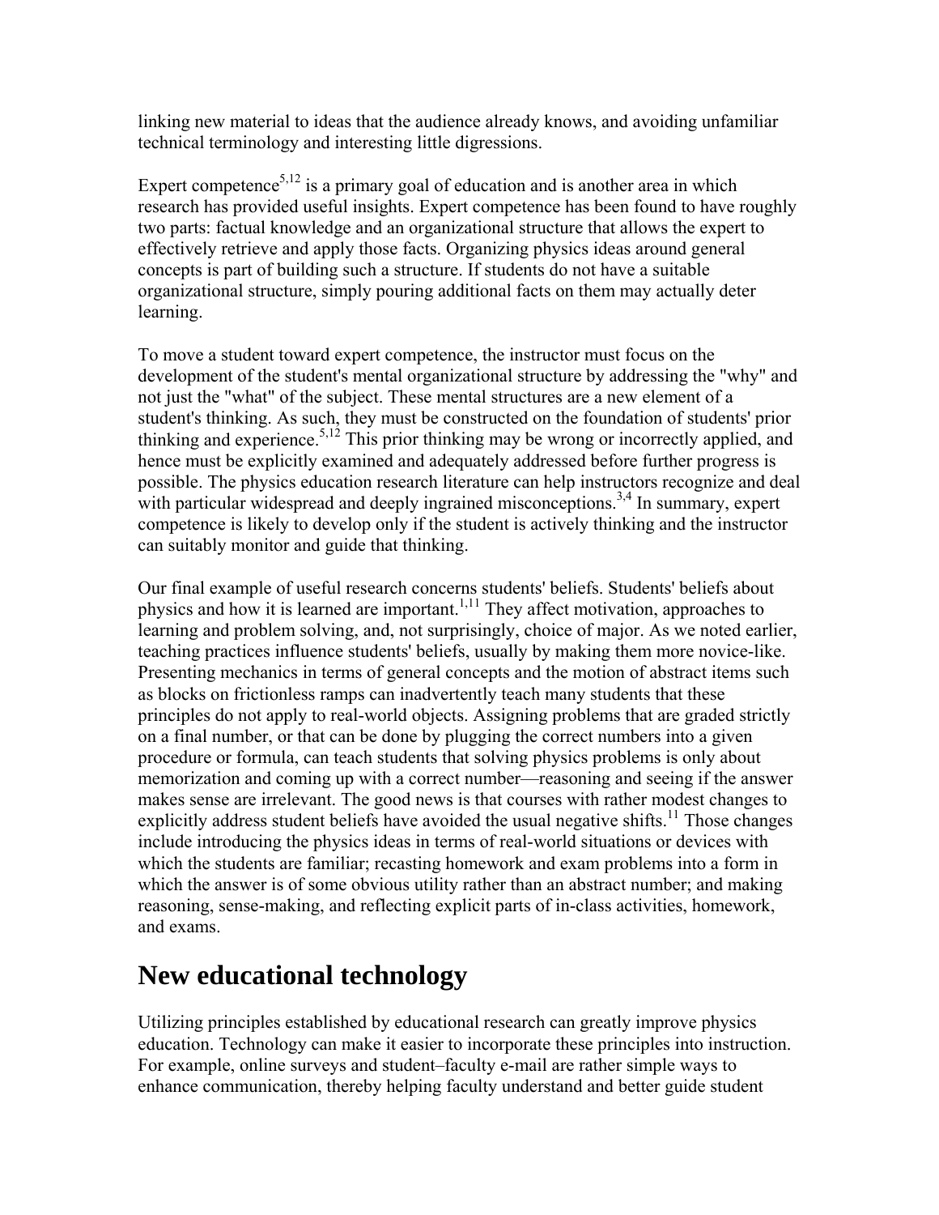linking new material to ideas that the audience already knows, and avoiding unfamiliar technical terminology and interesting little digressions.

Expert competence[5,12] is a primary goal of education and is another area in which research has provided useful insights. Expert competence has been found to have roughly two parts: factual knowledge and an organizational structure that allows the expert to effectively retrieve and apply those facts. Organizing physics ideas around general concepts is part of building such a structure. If students do not have a suitable organizational structure, simply pouring additional facts on them may actually deter learning.

To move a student toward expert competence, the instructor must focus on the development of the student's mental organizational structure by addressing the "why" and not just the "what" of the subject. These mental structures are a new element of a student's thinking. As such, they must be constructed on the foundation of students' prior thinking and experience.[5,12] This prior thinking may be wrong or incorrectly applied, and hence must be explicitly examined and adequately addressed before further progress is possible. The physics education research literature can help instructors recognize and deal with particular widespread and deeply ingrained misconceptions.[3,4] In summary, expert competence is likely to develop only if the student is actively thinking and the instructor can suitably monitor and guide that thinking.

Our final example of useful research concerns students' beliefs. Students' beliefs about physics and how it is learned are important.[1,11] They affect motivation, approaches to learning and problem solving, and, not surprisingly, choice of major. As we noted earlier, teaching practices influence students' beliefs, usually by making them more novice-like. Presenting mechanics in terms of general concepts and the motion of abstract items such as blocks on frictionless ramps can inadvertently teach many students that these principles do not apply to real-world objects. Assigning problems that are graded strictly on a final number, or that can be done by plugging the correct numbers into a given procedure or formula, can teach students that solving physics problems is only about memorization and coming up with a correct number—reasoning and seeing if the answer makes sense are irrelevant. The good news is that courses with rather modest changes to explicitly address student beliefs have avoided the usual negative shifts.[11] Those changes include introducing the physics ideas in terms of real-world situations or devices with which the students are familiar; recasting homework and exam problems into a form in which the answer is of some obvious utility rather than an abstract number; and making reasoning, sense-making, and reflecting explicit parts of in-class activities, homework, and exams.

## New educational technology

Utilizing principles established by educational research can greatly improve physics education. Technology can make it easier to incorporate these principles into instruction. For example, online surveys and student–faculty e-mail are rather simple ways to enhance communication, thereby helping faculty understand and better guide student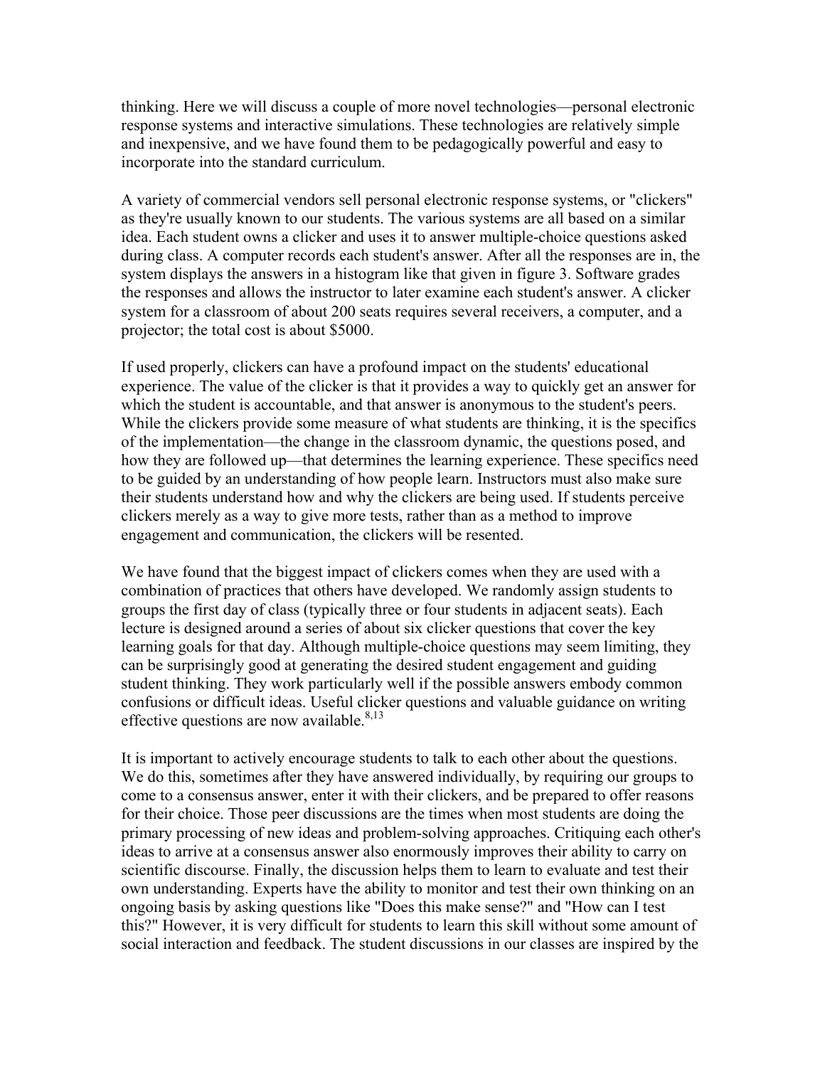thinking. Here we will discuss a couple of more novel technologies—personal electronic response systems and interactive simulations. These technologies are relatively simple and inexpensive, and we have found them to be pedagogically powerful and easy to incorporate into the standard curriculum.

A variety of commercial vendors sell personal electronic response systems, or "clickers" as they're usually known to our students. The various systems are all based on a similar idea. Each student owns a clicker and uses it to answer multiple-choice questions asked during class. A computer records each student's answer. After all the responses are in, the system displays the answers in a histogram like that given in figure 3. Software grades the responses and allows the instructor to later examine each student's answer. A clicker system for a classroom of about 200 seats requires several receivers, a computer, and a projector; the total cost is about $5000.

If used properly, clickers can have a profound impact on the students' educational experience. The value of the clicker is that it provides a way to quickly get an answer for which the student is accountable, and that answer is anonymous to the student's peers. While the clickers provide some measure of what students are thinking, it is the specifics of the implementation—the change in the classroom dynamic, the questions posed, and how they are followed up—that determines the learning experience. These specifics need to be guided by an understanding of how people learn. Instructors must also make sure their students understand how and why the clickers are being used. If students perceive clickers merely as a way to give more tests, rather than as a method to improve engagement and communication, the clickers will be resented.

We have found that the biggest impact of clickers comes when they are used with a combination of practices that others have developed. We randomly assign students to groups the first day of class (typically three or four students in adjacent seats). Each lecture is designed around a series of about six clicker questions that cover the key learning goals for that day. Although multiple-choice questions may seem limiting, they can be surprisingly good at generating the desired student engagement and guiding student thinking. They work particularly well if the possible answers embody common confusions or difficult ideas. Useful clicker questions and valuable guidance on writing effective questions are now available.[8,13]

It is important to actively encourage students to talk to each other about the questions. We do this, sometimes after they have answered individually, by requiring our groups to come to a consensus answer, enter it with their clickers, and be prepared to offer reasons for their choice. Those peer discussions are the times when most students are doing the primary processing of new ideas and problem-solving approaches. Critiquing each other's ideas to arrive at a consensus answer also enormously improves their ability to carry on scientific discourse. Finally, the discussion helps them to learn to evaluate and test their own understanding. Experts have the ability to monitor and test their own thinking on an ongoing basis by asking questions like "Does this make sense?" and "How can I test this?" However, it is very difficult for students to learn this skill without some amount of social interaction and feedback. The student discussions in our classes are inspired by the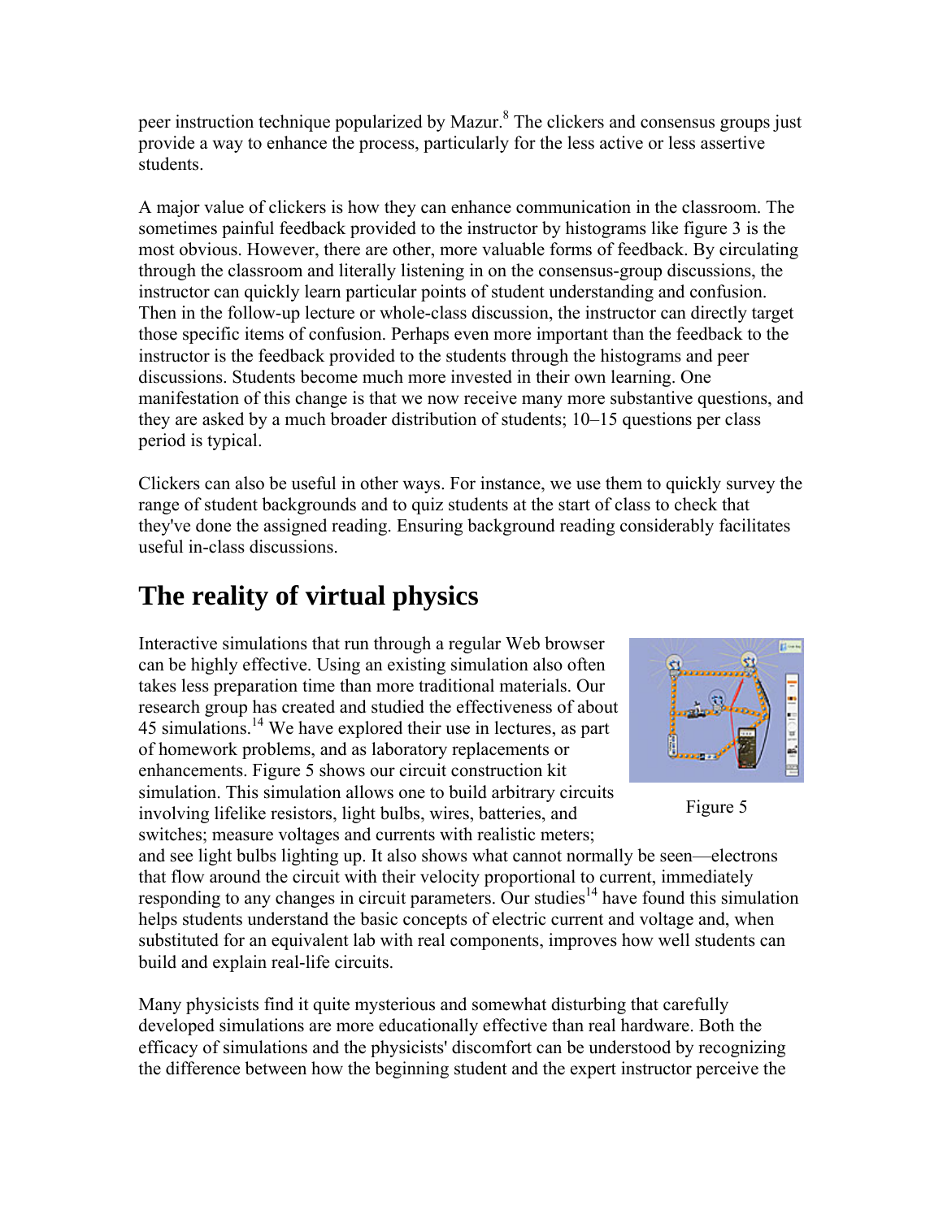peer instruction technique popularized by Mazur.[8] The clickers and consensus groups just provide a way to enhance the process, particularly for the less active or less assertive students.

A major value of clickers is how they can enhance communication in the classroom. The sometimes painful feedback provided to the instructor by histograms like figure 3 is the most obvious. However, there are other, more valuable forms of feedback. By circulating through the classroom and literally listening in on the consensus-group discussions, the instructor can quickly learn particular points of student understanding and confusion. Then in the follow-up lecture or whole-class discussion, the instructor can directly target those specific items of confusion. Perhaps even more important than the feedback to the instructor is the feedback provided to the students through the histograms and peer discussions. Students become much more invested in their own learning. One manifestation of this change is that we now receive many more substantive questions, and they are asked by a much broader distribution of students; 10–15 questions per class period is typical.

Clickers can also be useful in other ways. For instance, we use them to quickly survey the range of student backgrounds and to quiz students at the start of class to check that they've done the assigned reading. Ensuring background reading considerably facilitates useful in-class discussions.

## The reality of virtual physics

Interactive simulations that run through a regular Web browser can be highly effective. Using an existing simulation also often takes less preparation time than more traditional materials. Our research group has created and studied the effectiveness of about 45 simulations.[14] We have explored their use in lectures, as part of homework problems, and as laboratory replacements or enhancements. Figure 5 shows our circuit construction kit simulation. This simulation allows one to build arbitrary circuits involving lifelike resistors, light bulbs, wires, batteries, and switches; measure voltages and currents with realistic meters; and see light bulbs lighting up. It also shows what cannot normally be seen—electrons that flow around the circuit with their velocity proportional to current, immediately responding to any changes in circuit parameters. Our studies[14] have found this simulation helps students understand the basic concepts of electric current and voltage and, when substituted for an equivalent lab with real components, improves how well students can build and explain real-life circuits.

Figure 5

Many physicists find it quite mysterious and somewhat disturbing that carefully developed simulations are more educationally effective than real hardware. Both the efficacy of simulations and the physicists' discomfort can be understood by recognizing the difference between how the beginning student and the expert instructor perceive the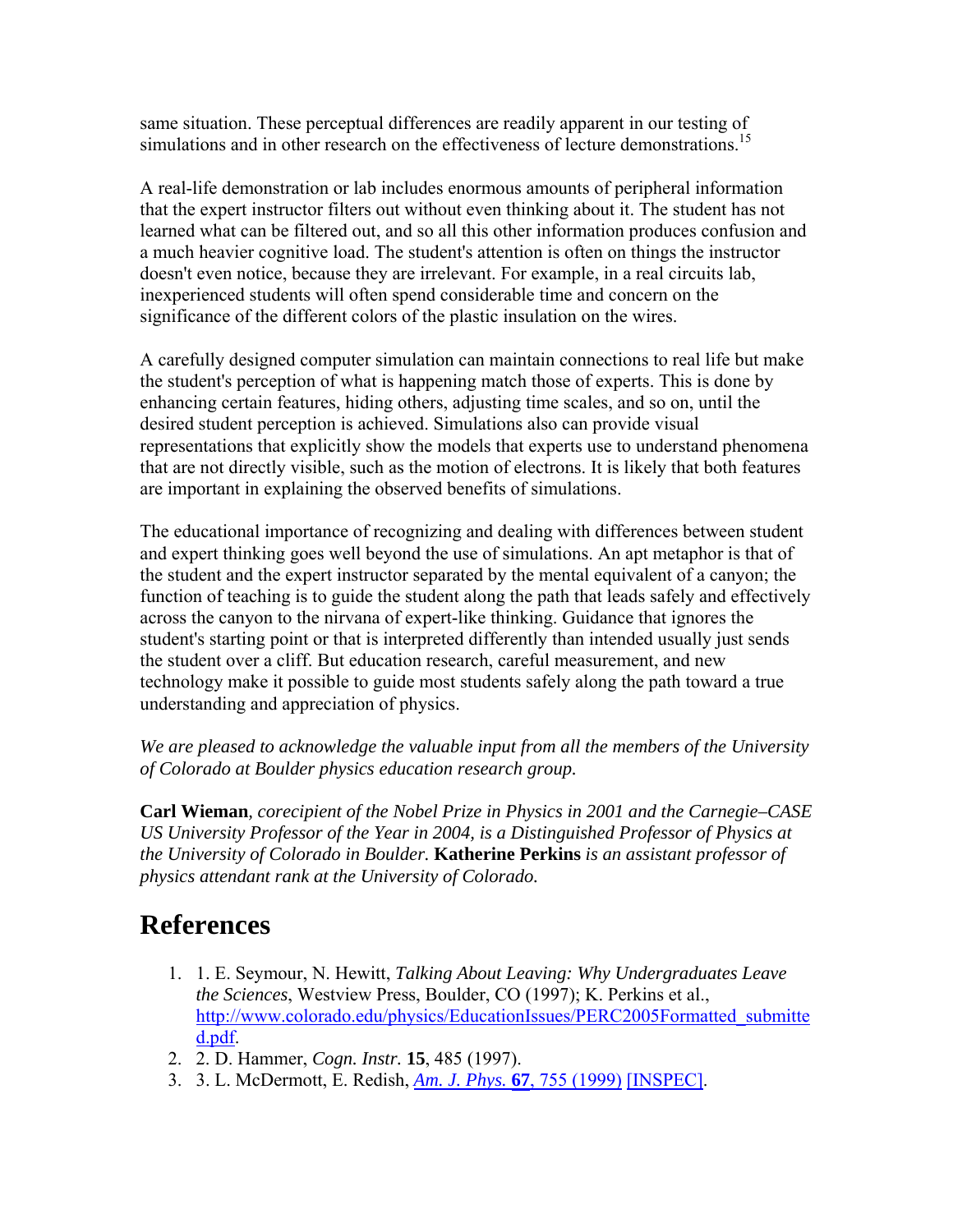same situation. These perceptual differences are readily apparent in our testing of simulations and in other research on the effectiveness of lecture demonstrations.[15]

A real-life demonstration or lab includes enormous amounts of peripheral information that the expert instructor filters out without even thinking about it. The student has not learned what can be filtered out, and so all this other information produces confusion and a much heavier cognitive load. The student's attention is often on things the instructor doesn't even notice, because they are irrelevant. For example, in a real circuits lab, inexperienced students will often spend considerable time and concern on the significance of the different colors of the plastic insulation on the wires.

A carefully designed computer simulation can maintain connections to real life but make the student's perception of what is happening match those of experts. This is done by enhancing certain features, hiding others, adjusting time scales, and so on, until the desired student perception is achieved. Simulations also can provide visual representations that explicitly show the models that experts use to understand phenomena that are not directly visible, such as the motion of electrons. It is likely that both features are important in explaining the observed benefits of simulations.

The educational importance of recognizing and dealing with differences between student and expert thinking goes well beyond the use of simulations. An apt metaphor is that of the student and the expert instructor separated by the mental equivalent of a canyon; the function of teaching is to guide the student along the path that leads safely and effectively across the canyon to the nirvana of expert-like thinking. Guidance that ignores the student's starting point or that is interpreted differently than intended usually just sends the student over a cliff. But education research, careful measurement, and new technology make it possible to guide most students safely along the path toward a true understanding and appreciation of physics.

*We are pleased to acknowledge the valuable input from all the members of the University of Colorado at Boulder physics education research group.*

**Carl Wieman**, *corecipient of the Nobel Prize in Physics in 2001 and the Carnegie–CASE US University Professor of the Year in 2004, is a Distinguished Professor of Physics at the University of Colorado in Boulder.* **Katherine Perkins** *is an assistant professor of physics attendant rank at the University of Colorado.*

## References

1. 1. E. Seymour, N. Hewitt, *Talking About Leaving: Why Undergraduates Leave the Sciences*, Westview Press, Boulder, CO (1997); K. Perkins et al., http://www.colorado.edu/physics/EducationIssues/PERC2005Formatted_submitted.pdf.
2. 2. D. Hammer, *Cogn. Instr.* **15**, 485 (1997).
3. 3. L. McDermott, E. Redish, *Am. J. Phys.* **67**, 755 (1999) [INSPEC].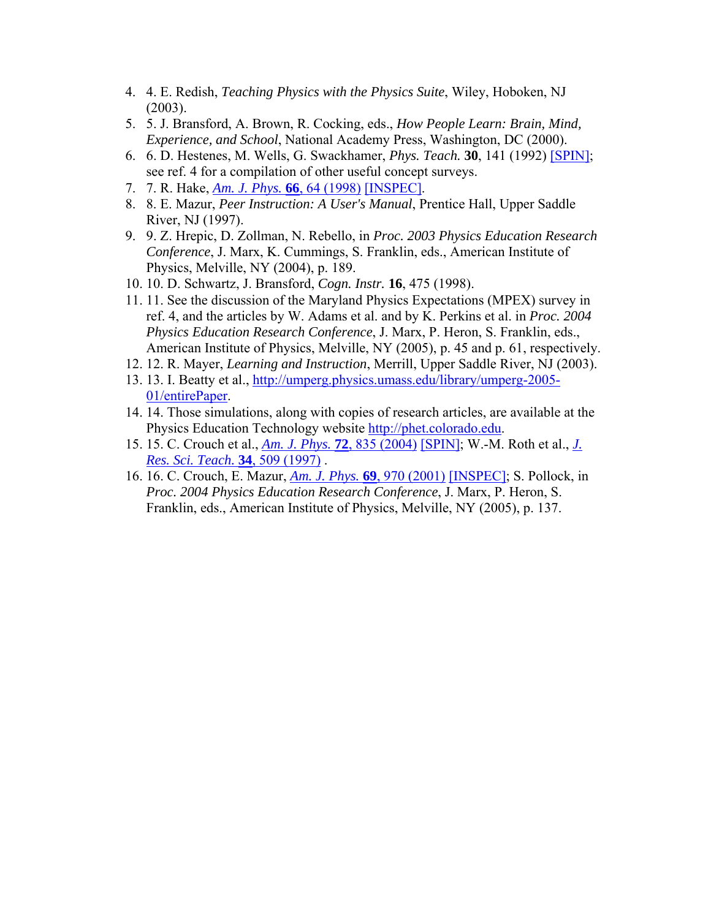4. 4. E. Redish, *Teaching Physics with the Physics Suite*, Wiley, Hoboken, NJ (2003).
5. 5. J. Bransford, A. Brown, R. Cocking, eds., *How People Learn: Brain, Mind, Experience, and School*, National Academy Press, Washington, DC (2000).
6. 6. D. Hestenes, M. Wells, G. Swackhamer, *Phys. Teach.* **30**, 141 (1992) [SPIN]; see ref. 4 for a compilation of other useful concept surveys.
7. 7. R. Hake, *Am. J. Phys.* **66**, 64 (1998) [INSPEC].
8. 8. E. Mazur, *Peer Instruction: A User's Manual*, Prentice Hall, Upper Saddle River, NJ (1997).
9. 9. Z. Hrepic, D. Zollman, N. Rebello, in *Proc. 2003 Physics Education Research Conference*, J. Marx, K. Cummings, S. Franklin, eds., American Institute of Physics, Melville, NY (2004), p. 189.
10. 10. D. Schwartz, J. Bransford, *Cogn. Instr.* **16**, 475 (1998).
11. 11. See the discussion of the Maryland Physics Expectations (MPEX) survey in ref. 4, and the articles by W. Adams et al. and by K. Perkins et al. in *Proc. 2004 Physics Education Research Conference*, J. Marx, P. Heron, S. Franklin, eds., American Institute of Physics, Melville, NY (2005), p. 45 and p. 61, respectively.
12. 12. R. Mayer, *Learning and Instruction*, Merrill, Upper Saddle River, NJ (2003).
13. 13. I. Beatty et al., http://umperg.physics.umass.edu/library/umperg-2005-01/entirePaper.
14. 14. Those simulations, along with copies of research articles, are available at the Physics Education Technology website http://phet.colorado.edu.
15. 15. C. Crouch et al., *Am. J. Phys.* **72**, 835 (2004) [SPIN]; W.-M. Roth et al., *J. Res. Sci. Teach.* **34**, 509 (1997) .
16. 16. C. Crouch, E. Mazur, *Am. J. Phys.* **69**, 970 (2001) [INSPEC]; S. Pollock, in *Proc. 2004 Physics Education Research Conference*, J. Marx, P. Heron, S. Franklin, eds., American Institute of Physics, Melville, NY (2005), p. 137.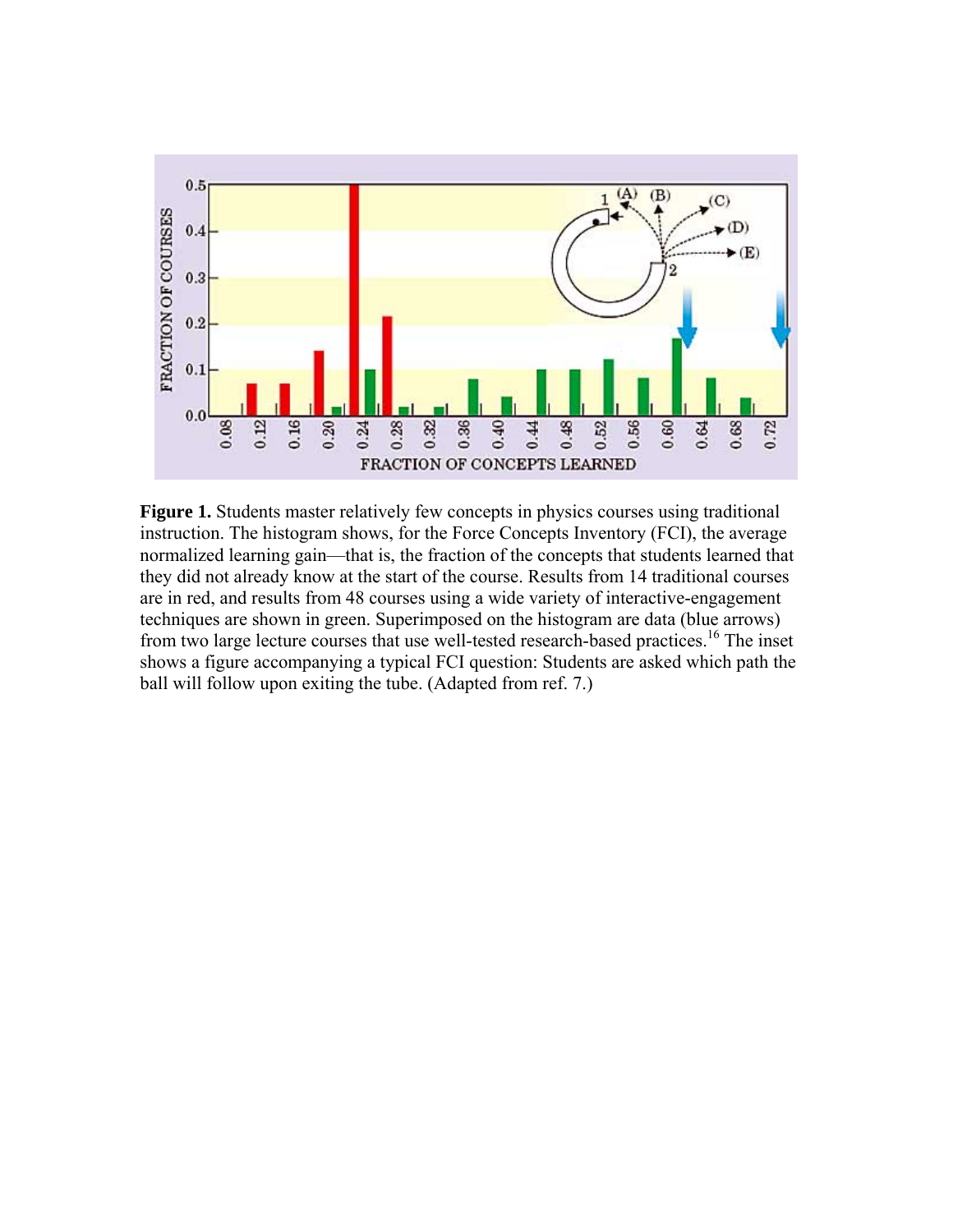**Figure 1.** Students master relatively few concepts in physics courses using traditional instruction. The histogram shows, for the Force Concepts Inventory (FCI), the average normalized learning gain—that is, the fraction of the concepts that students learned that they did not already know at the start of the course. Results from 14 traditional courses are in red, and results from 48 courses using a wide variety of interactive-engagement techniques are shown in green. Superimposed on the histogram are data (blue arrows) from two large lecture courses that use well-tested research-based practices.[16] The inset shows a figure accompanying a typical FCI question: Students are asked which path the ball will follow upon exiting the tube. (Adapted from ref. 7.)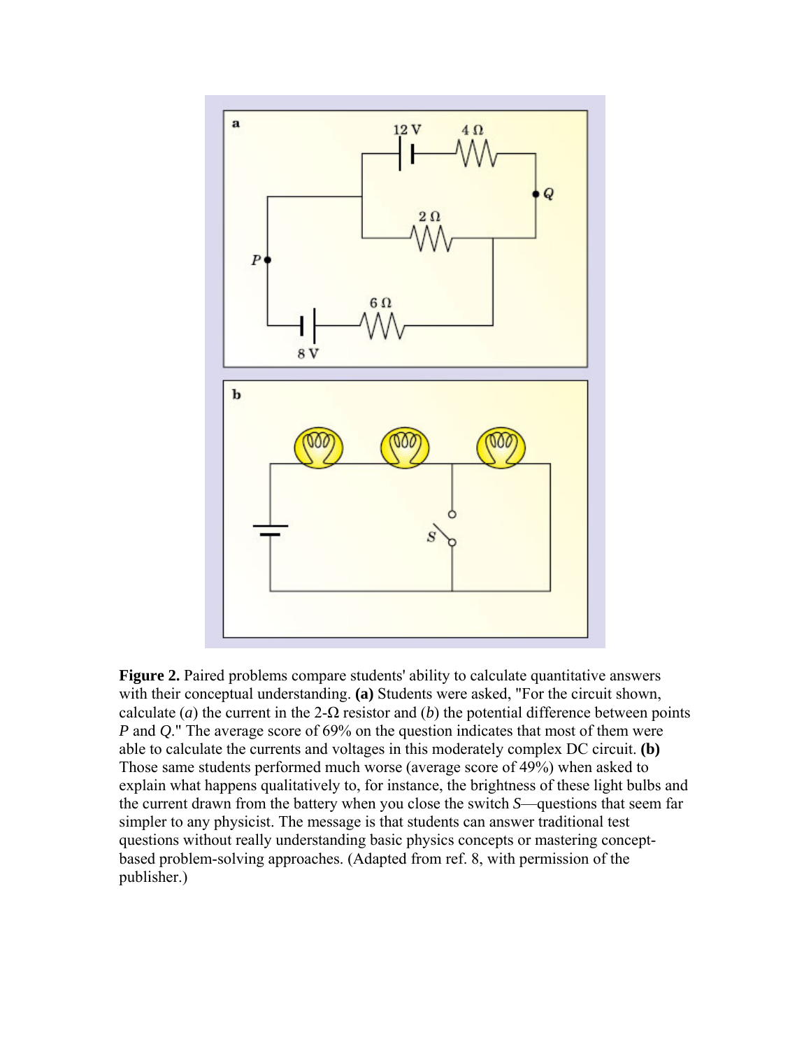**Figure 2.** Paired problems compare students' ability to calculate quantitative answers with their conceptual understanding. **(a)** Students were asked, "For the circuit shown, calculate (*a*) the current in the 2-Ω resistor and (*b*) the potential difference between points *P* and *Q*." The average score of 69% on the question indicates that most of them were able to calculate the currents and voltages in this moderately complex DC circuit. **(b)** Those same students performed much worse (average score of 49%) when asked to explain what happens qualitatively to, for instance, the brightness of these light bulbs and the current drawn from the battery when you close the switch *S*—questions that seem far simpler to any physicist. The message is that students can answer traditional test questions without really understanding basic physics concepts or mastering concept-based problem-solving approaches. (Adapted from ref. 8, with permission of the publisher.)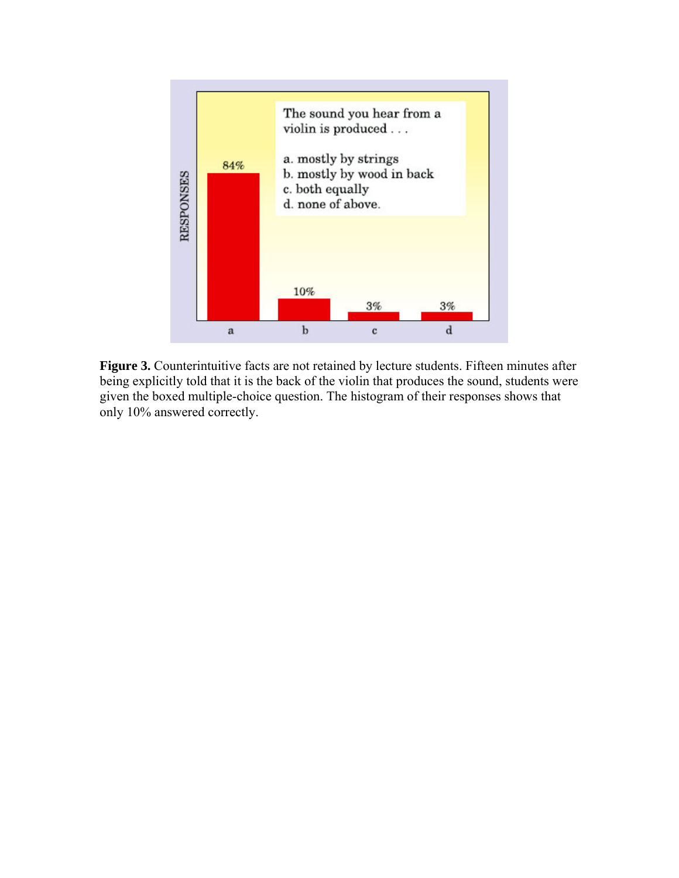**Figure 3.** Counterintuitive facts are not retained by lecture students. Fifteen minutes after being explicitly told that it is the back of the violin that produces the sound, students were given the boxed multiple-choice question. The histogram of their responses shows that only 10% answered correctly.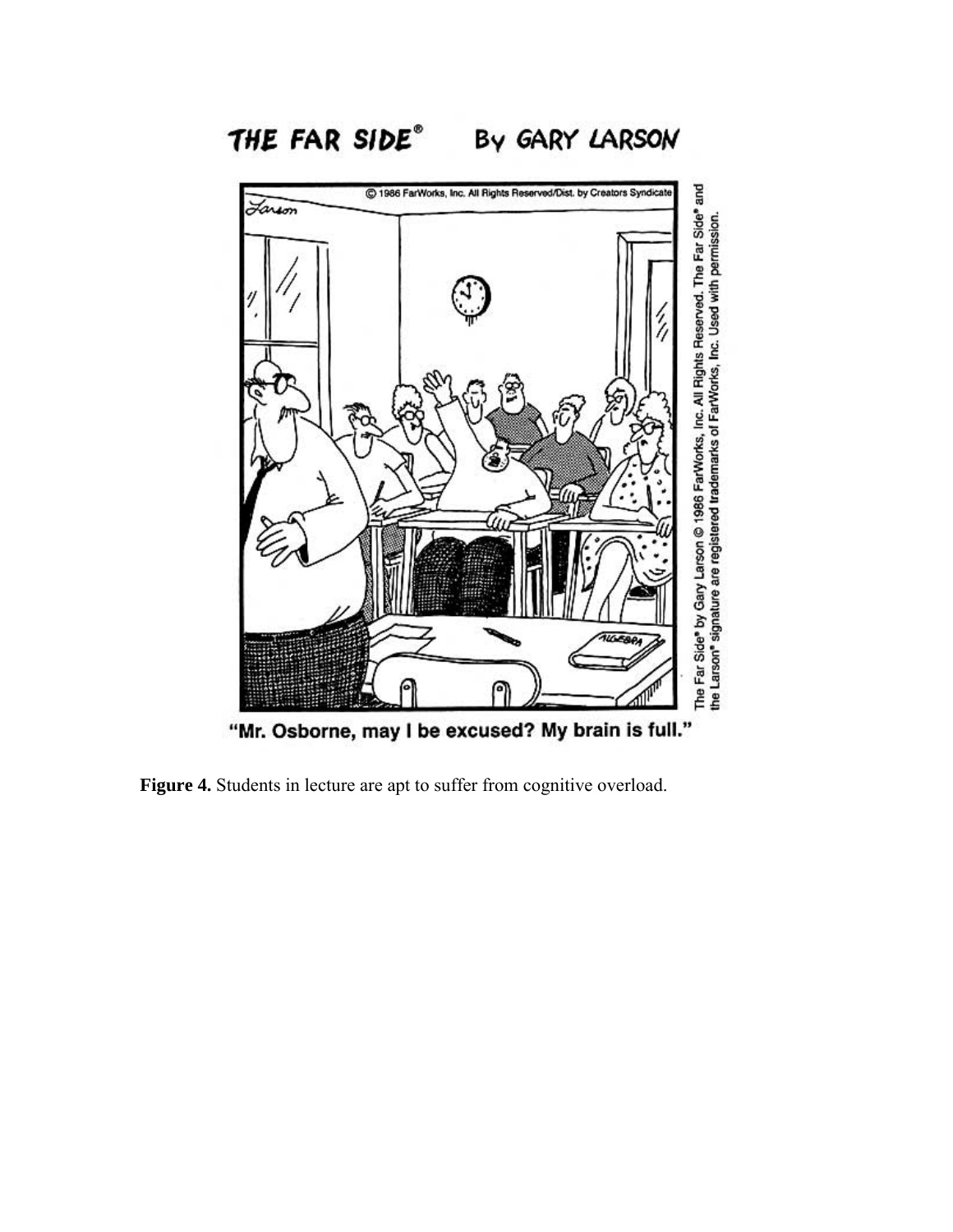THE FAR SIDE® By GARY LARSON

"Mr. Osborne, may I be excused? My brain is full."

The Far Side® by Gary Larson © 1986 FarWorks, Inc. All Rights Reserved. The Far Side® and the Larson® signature are registered trademarks of FarWorks, Inc. Used with permission.

**Figure 4.** Students in lecture are apt to suffer from cognitive overload.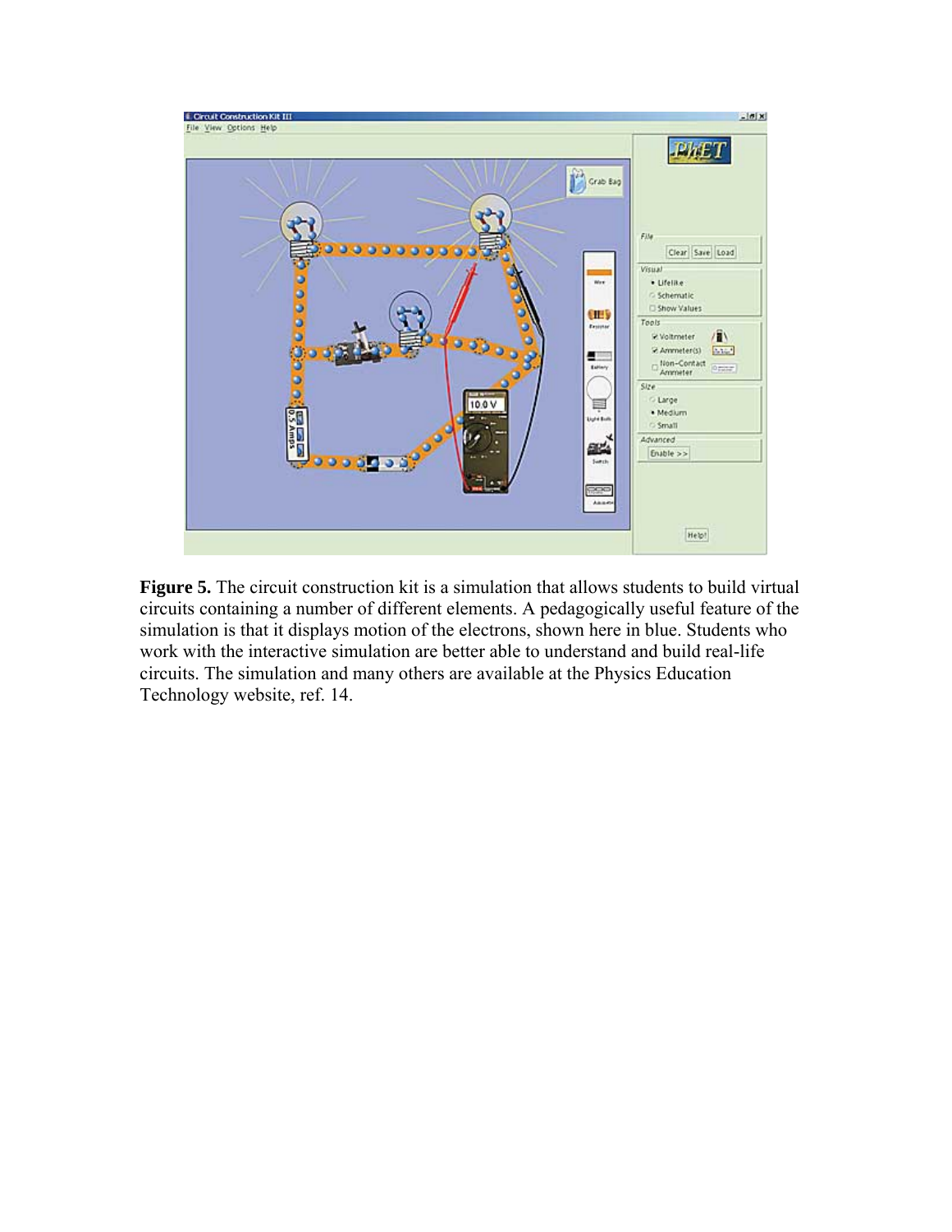**Figure 5.** The circuit construction kit is a simulation that allows students to build virtual circuits containing a number of different elements. A pedagogically useful feature of the simulation is that it displays motion of the electrons, shown here in blue. Students who work with the interactive simulation are better able to understand and build real-life circuits. The simulation and many others are available at the Physics Education Technology website, ref. 14.